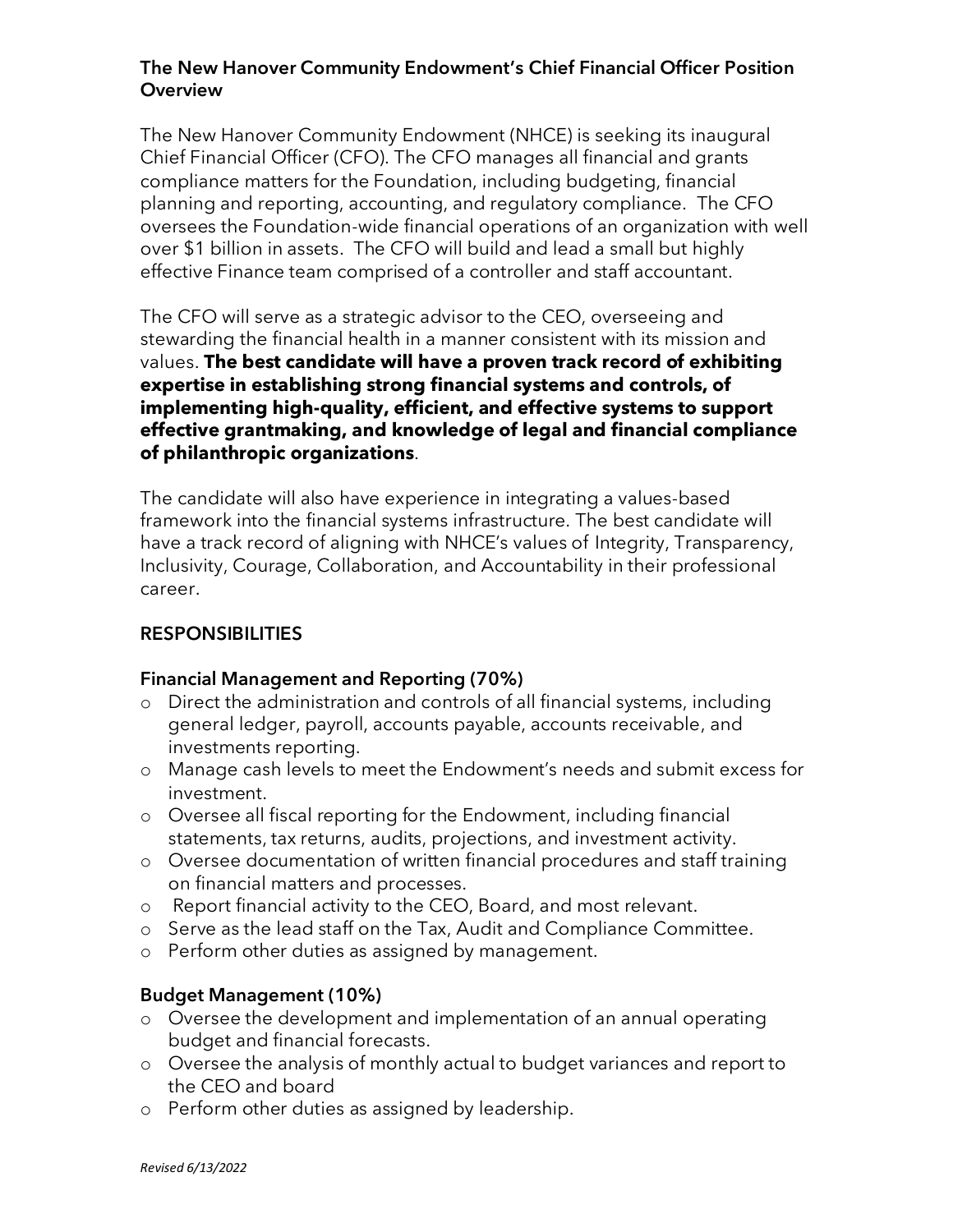## The New Hanover Community Endowment's Chief Financial Officer Position Overview

The New Hanover Community Endowment (NHCE) is seeking its inaugural Chief Financial Officer (CFO). The CFO manages all financial and grants compliance matters for the Foundation, including budgeting, financial planning and reporting, accounting, and regulatory compliance. The CFO oversees the Foundation-wide financial operations of an organization with well over $1 billion in assets. The CFO will build and lead a small but highly effective Finance team comprised of a controller and staff accountant.

The CFO will serve as a strategic advisor to the CEO, overseeing and stewarding the financial health in a manner consistent with its mission and values. **The best candidate will have a proven track record of exhibiting expertise in establishing strong financial systems and controls, of implementing high-quality, efficient, and effective systems to support effective grantmaking, and knowledge of legal and financial compliance of philanthropic organizations**.

The candidate will also have experience in integrating a values-based framework into the financial systems infrastructure. The best candidate will have a track record of aligning with NHCE's values of Integrity, Transparency, Inclusivity, Courage, Collaboration, and Accountability in their professional career.

### RESPONSIBILITIES

#### Financial Management and Reporting (70%)

- Direct the administration and controls of all financial systems, including general ledger, payroll, accounts payable, accounts receivable, and investments reporting.
- Manage cash levels to meet the Endowment's needs and submit excess for investment.
- Oversee all fiscal reporting for the Endowment, including financial statements, tax returns, audits, projections, and investment activity.
- Oversee documentation of written financial procedures and staff training on financial matters and processes.
- Report financial activity to the CEO, Board, and most relevant.
- Serve as the lead staff on the Tax, Audit and Compliance Committee.
- Perform other duties as assigned by management.

#### Budget Management (10%)

- Oversee the development and implementation of an annual operating budget and financial forecasts.
- Oversee the analysis of monthly actual to budget variances and report to the CEO and board
- Perform other duties as assigned by leadership.

*Revised 6/13/2022*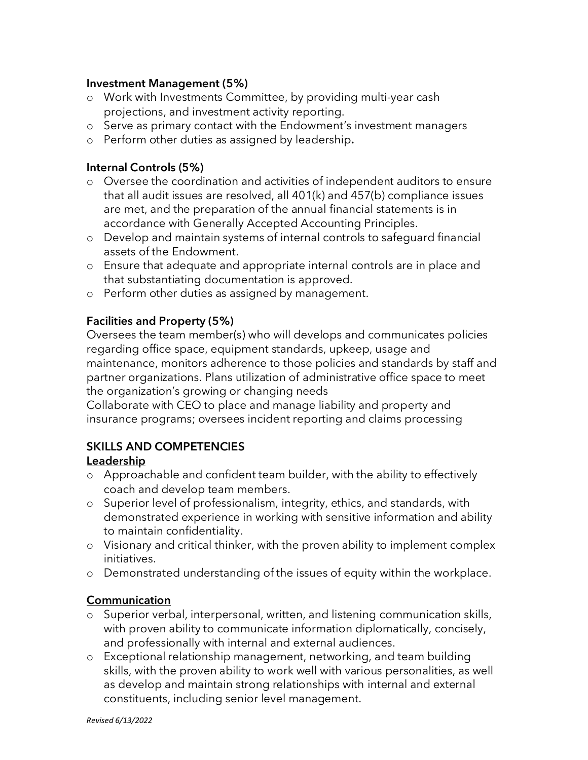**Investment Management (5%)**

- Work with Investments Committee, by providing multi-year cash projections, and investment activity reporting.
- Serve as primary contact with the Endowment's investment managers
- Perform other duties as assigned by leadership**.**

**Internal Controls (5%)**

- Oversee the coordination and activities of independent auditors to ensure that all audit issues are resolved, all 401(k) and 457(b) compliance issues are met, and the preparation of the annual financial statements is in accordance with Generally Accepted Accounting Principles.
- Develop and maintain systems of internal controls to safeguard financial assets of the Endowment.
- Ensure that adequate and appropriate internal controls are in place and that substantiating documentation is approved.
- Perform other duties as assigned by management.

**Facilities and Property (5%)**

Oversees the team member(s) who will develops and communicates policies regarding office space, equipment standards, upkeep, usage and maintenance, monitors adherence to those policies and standards by staff and partner organizations. Plans utilization of administrative office space to meet the organization's growing or changing needs

Collaborate with CEO to place and manage liability and property and insurance programs; oversees incident reporting and claims processing

## SKILLS AND COMPETENCIES

**Leadership**

- Approachable and confident team builder, with the ability to effectively coach and develop team members.
- Superior level of professionalism, integrity, ethics, and standards, with demonstrated experience in working with sensitive information and ability to maintain confidentiality.
- Visionary and critical thinker, with the proven ability to implement complex initiatives.
- Demonstrated understanding of the issues of equity within the workplace.

**Communication**

- Superior verbal, interpersonal, written, and listening communication skills, with proven ability to communicate information diplomatically, concisely, and professionally with internal and external audiences.
- Exceptional relationship management, networking, and team building skills, with the proven ability to work well with various personalities, as well as develop and maintain strong relationships with internal and external constituents, including senior level management.

*Revised 6/13/2022*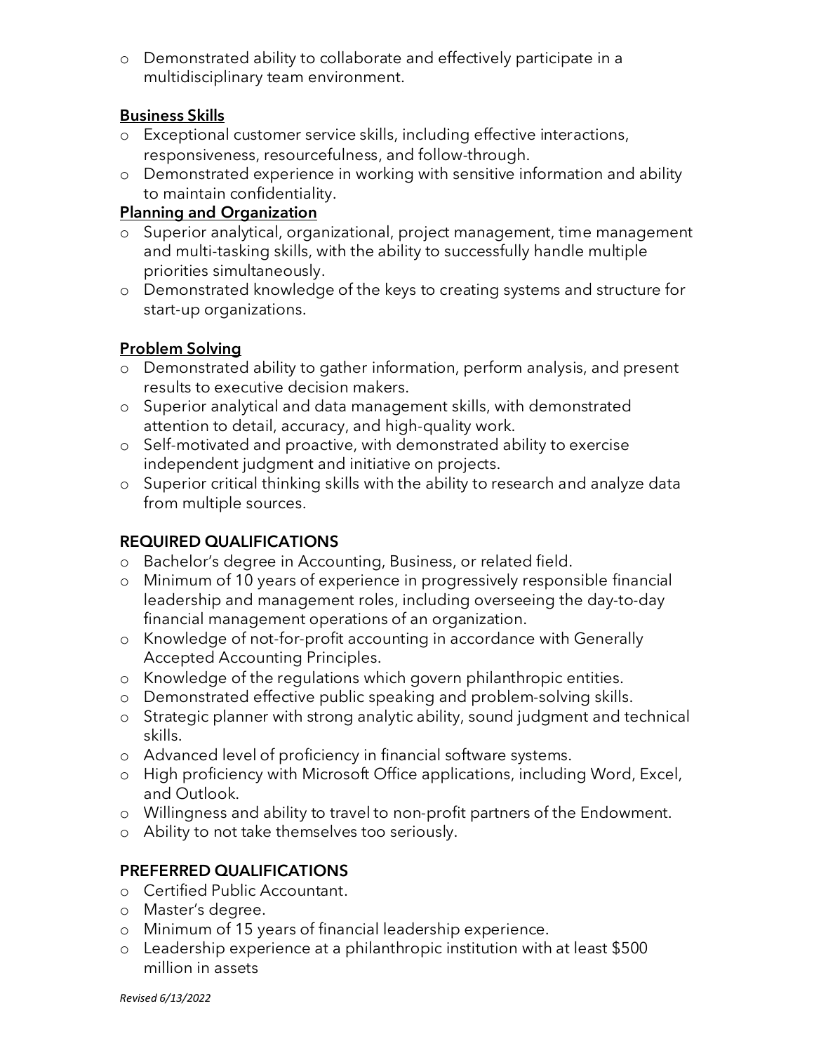- Demonstrated ability to collaborate and effectively participate in a multidisciplinary team environment.

**Business Skills**

- Exceptional customer service skills, including effective interactions, responsiveness, resourcefulness, and follow-through.
- Demonstrated experience in working with sensitive information and ability to maintain confidentiality.

**Planning and Organization**

- Superior analytical, organizational, project management, time management and multi-tasking skills, with the ability to successfully handle multiple priorities simultaneously.
- Demonstrated knowledge of the keys to creating systems and structure for start-up organizations.

**Problem Solving**

- Demonstrated ability to gather information, perform analysis, and present results to executive decision makers.
- Superior analytical and data management skills, with demonstrated attention to detail, accuracy, and high-quality work.
- Self-motivated and proactive, with demonstrated ability to exercise independent judgment and initiative on projects.
- Superior critical thinking skills with the ability to research and analyze data from multiple sources.

## REQUIRED QUALIFICATIONS

- Bachelor's degree in Accounting, Business, or related field.
- Minimum of 10 years of experience in progressively responsible financial leadership and management roles, including overseeing the day-to-day financial management operations of an organization.
- Knowledge of not-for-profit accounting in accordance with Generally Accepted Accounting Principles.
- Knowledge of the regulations which govern philanthropic entities.
- Demonstrated effective public speaking and problem-solving skills.
- Strategic planner with strong analytic ability, sound judgment and technical skills.
- Advanced level of proficiency in financial software systems.
- High proficiency with Microsoft Office applications, including Word, Excel, and Outlook.
- Willingness and ability to travel to non-profit partners of the Endowment.
- Ability to not take themselves too seriously.

## PREFERRED QUALIFICATIONS

- Certified Public Accountant.
- Master's degree.
- Minimum of 15 years of financial leadership experience.
- Leadership experience at a philanthropic institution with at least $500 million in assets

*Revised 6/13/2022*